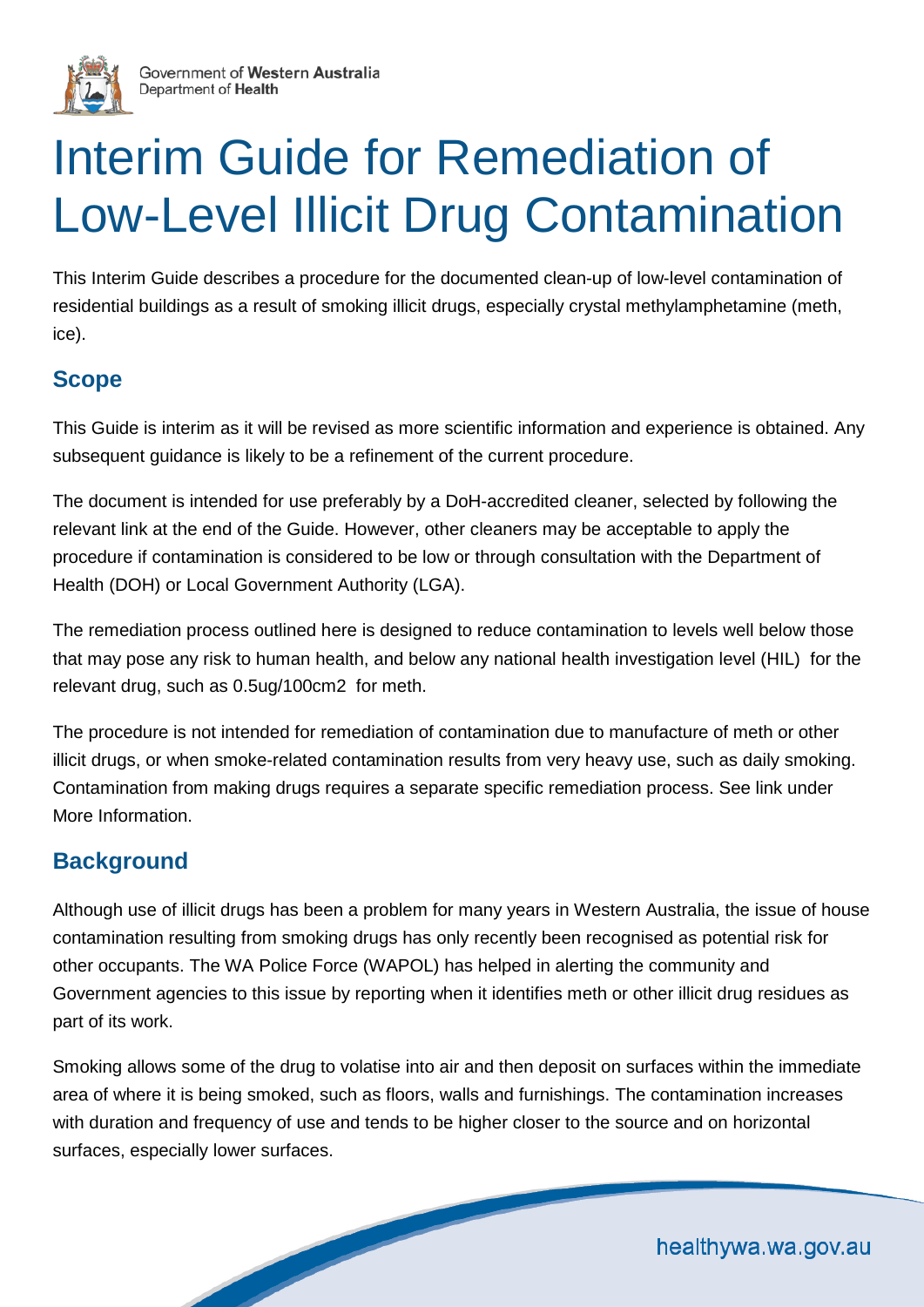Government of **Western Australia**
Department of **Health**

# Interim Guide for Remediation of Low-Level Illicit Drug Contamination

This Interim Guide describes a procedure for the documented clean-up of low-level contamination of residential buildings as a result of smoking illicit drugs, especially crystal methylamphetamine (meth, ice).

## Scope

This Guide is interim as it will be revised as more scientific information and experience is obtained. Any subsequent guidance is likely to be a refinement of the current procedure.

The document is intended for use preferably by a DoH-accredited cleaner, selected by following the relevant link at the end of the Guide. However, other cleaners may be acceptable to apply the procedure if contamination is considered to be low or through consultation with the Department of Health (DOH) or Local Government Authority (LGA).

The remediation process outlined here is designed to reduce contamination to levels well below those that may pose any risk to human health, and below any national health investigation level (HIL) for the relevant drug, such as 0.5ug/100cm2 for meth.

The procedure is not intended for remediation of contamination due to manufacture of meth or other illicit drugs, or when smoke-related contamination results from very heavy use, such as daily smoking. Contamination from making drugs requires a separate specific remediation process. See link under More Information.

## Background

Although use of illicit drugs has been a problem for many years in Western Australia, the issue of house contamination resulting from smoking drugs has only recently been recognised as potential risk for other occupants. The WA Police Force (WAPOL) has helped in alerting the community and Government agencies to this issue by reporting when it identifies meth or other illicit drug residues as part of its work.

Smoking allows some of the drug to volatise into air and then deposit on surfaces within the immediate area of where it is being smoked, such as floors, walls and furnishings. The contamination increases with duration and frequency of use and tends to be higher closer to the source and on horizontal surfaces, especially lower surfaces.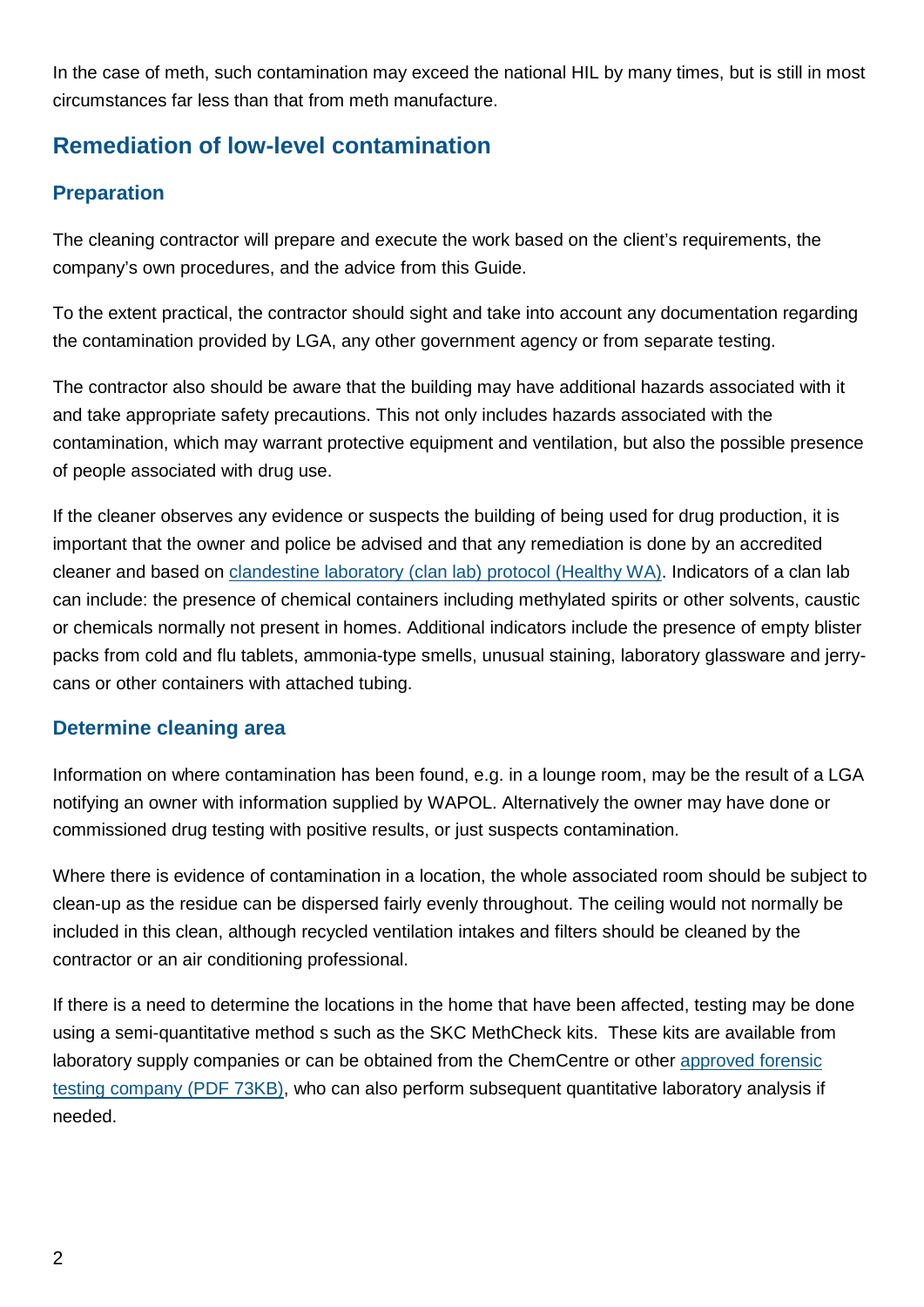In the case of meth, such contamination may exceed the national HIL by many times, but is still in most circumstances far less than that from meth manufacture.

## Remediation of low-level contamination

### Preparation

The cleaning contractor will prepare and execute the work based on the client's requirements, the company's own procedures, and the advice from this Guide.

To the extent practical, the contractor should sight and take into account any documentation regarding the contamination provided by LGA, any other government agency or from separate testing.

The contractor also should be aware that the building may have additional hazards associated with it and take appropriate safety precautions. This not only includes hazards associated with the contamination, which may warrant protective equipment and ventilation, but also the possible presence of people associated with drug use.

If the cleaner observes any evidence or suspects the building of being used for drug production, it is important that the owner and police be advised and that any remediation is done by an accredited cleaner and based on clandestine laboratory (clan lab) protocol (Healthy WA). Indicators of a clan lab can include: the presence of chemical containers including methylated spirits or other solvents, caustic or chemicals normally not present in homes. Additional indicators include the presence of empty blister packs from cold and flu tablets, ammonia-type smells, unusual staining, laboratory glassware and jerry-cans or other containers with attached tubing.

### Determine cleaning area

Information on where contamination has been found, e.g. in a lounge room, may be the result of a LGA notifying an owner with information supplied by WAPOL. Alternatively the owner may have done or commissioned drug testing with positive results, or just suspects contamination.

Where there is evidence of contamination in a location, the whole associated room should be subject to clean-up as the residue can be dispersed fairly evenly throughout. The ceiling would not normally be included in this clean, although recycled ventilation intakes and filters should be cleaned by the contractor or an air conditioning professional.

If there is a need to determine the locations in the home that have been affected, testing may be done using a semi-quantitative method s such as the SKC MethCheck kits. These kits are available from laboratory supply companies or can be obtained from the ChemCentre or other approved forensic testing company (PDF 73KB), who can also perform subsequent quantitative laboratory analysis if needed.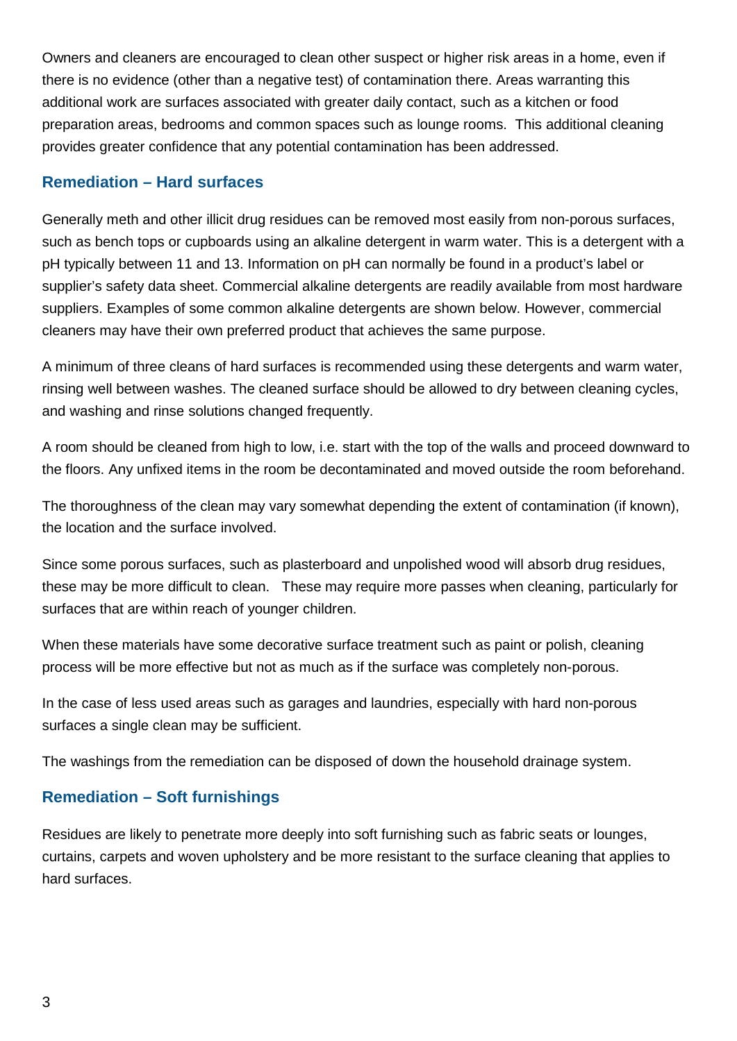Owners and cleaners are encouraged to clean other suspect or higher risk areas in a home, even if there is no evidence (other than a negative test) of contamination there. Areas warranting this additional work are surfaces associated with greater daily contact, such as a kitchen or food preparation areas, bedrooms and common spaces such as lounge rooms. This additional cleaning provides greater confidence that any potential contamination has been addressed.

## Remediation – Hard surfaces

Generally meth and other illicit drug residues can be removed most easily from non-porous surfaces, such as bench tops or cupboards using an alkaline detergent in warm water. This is a detergent with a pH typically between 11 and 13. Information on pH can normally be found in a product's label or supplier's safety data sheet. Commercial alkaline detergents are readily available from most hardware suppliers. Examples of some common alkaline detergents are shown below. However, commercial cleaners may have their own preferred product that achieves the same purpose.

A minimum of three cleans of hard surfaces is recommended using these detergents and warm water, rinsing well between washes. The cleaned surface should be allowed to dry between cleaning cycles, and washing and rinse solutions changed frequently.

A room should be cleaned from high to low, i.e. start with the top of the walls and proceed downward to the floors. Any unfixed items in the room be decontaminated and moved outside the room beforehand.

The thoroughness of the clean may vary somewhat depending the extent of contamination (if known), the location and the surface involved.

Since some porous surfaces, such as plasterboard and unpolished wood will absorb drug residues, these may be more difficult to clean. These may require more passes when cleaning, particularly for surfaces that are within reach of younger children.

When these materials have some decorative surface treatment such as paint or polish, cleaning process will be more effective but not as much as if the surface was completely non-porous.

In the case of less used areas such as garages and laundries, especially with hard non-porous surfaces a single clean may be sufficient.

The washings from the remediation can be disposed of down the household drainage system.

## Remediation – Soft furnishings

Residues are likely to penetrate more deeply into soft furnishing such as fabric seats or lounges, curtains, carpets and woven upholstery and be more resistant to the surface cleaning that applies to hard surfaces.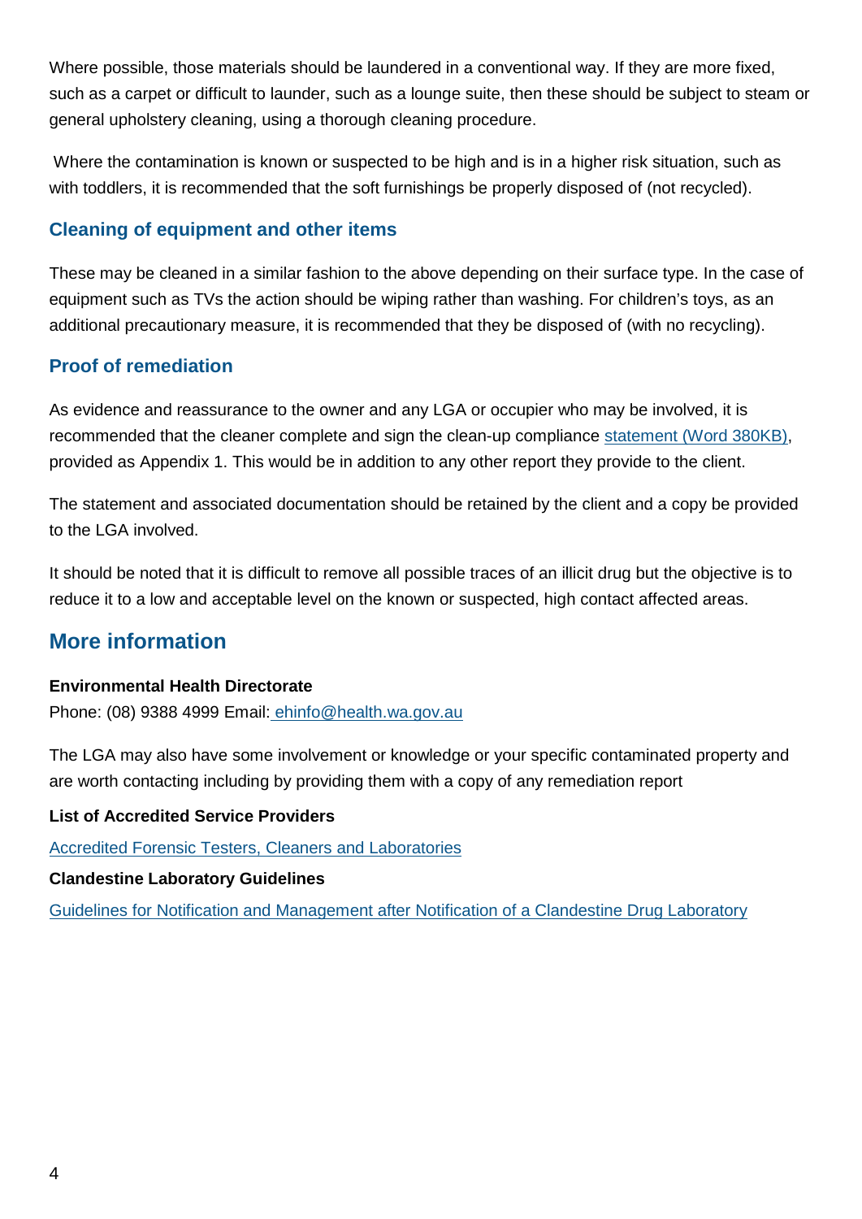Where possible, those materials should be laundered in a conventional way. If they are more fixed, such as a carpet or difficult to launder, such as a lounge suite, then these should be subject to steam or general upholstery cleaning, using a thorough cleaning procedure.

Where the contamination is known or suspected to be high and is in a higher risk situation, such as with toddlers, it is recommended that the soft furnishings be properly disposed of (not recycled).

### Cleaning of equipment and other items

These may be cleaned in a similar fashion to the above depending on their surface type. In the case of equipment such as TVs the action should be wiping rather than washing. For children's toys, as an additional precautionary measure, it is recommended that they be disposed of (with no recycling).

### Proof of remediation

As evidence and reassurance to the owner and any LGA or occupier who may be involved, it is recommended that the cleaner complete and sign the clean-up compliance statement (Word 380KB), provided as Appendix 1. This would be in addition to any other report they provide to the client.

The statement and associated documentation should be retained by the client and a copy be provided to the LGA involved.

It should be noted that it is difficult to remove all possible traces of an illicit drug but the objective is to reduce it to a low and acceptable level on the known or suspected, high contact affected areas.

## More information

**Environmental Health Directorate**
Phone: (08) 9388 4999 Email: ehinfo@health.wa.gov.au

The LGA may also have some involvement or knowledge or your specific contaminated property and are worth contacting including by providing them with a copy of any remediation report

**List of Accredited Service Providers**

Accredited Forensic Testers, Cleaners and Laboratories

**Clandestine Laboratory Guidelines**

Guidelines for Notification and Management after Notification of a Clandestine Drug Laboratory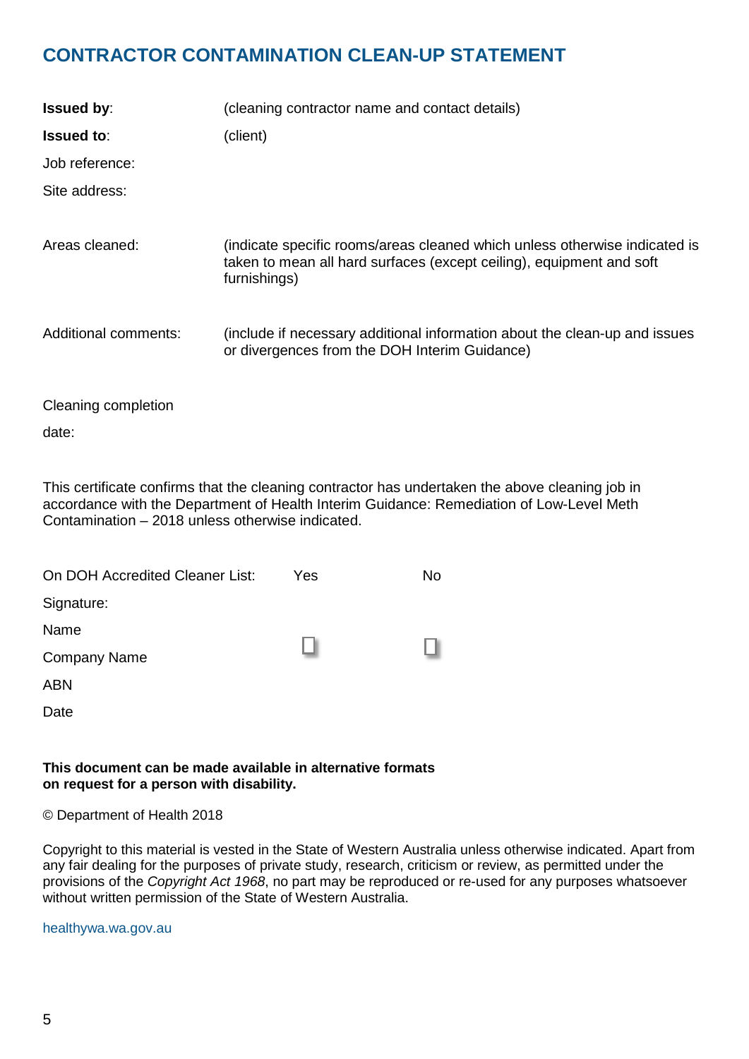## CONTRACTOR CONTAMINATION CLEAN-UP STATEMENT

**Issued by**: (cleaning contractor name and contact details)

**Issued to**: (client)

Job reference:

Site address:

Areas cleaned: (indicate specific rooms/areas cleaned which unless otherwise indicated is taken to mean all hard surfaces (except ceiling), equipment and soft furnishings)

Additional comments: (include if necessary additional information about the clean-up and issues or divergences from the DOH Interim Guidance)

Cleaning completion date:

This certificate confirms that the cleaning contractor has undertaken the above cleaning job in accordance with the Department of Health Interim Guidance: Remediation of Low-Level Meth Contamination – 2018 unless otherwise indicated.

On DOH Accredited Cleaner List: Yes ☐ No ☐

Signature:

Name

Company Name

ABN

Date

**This document can be made available in alternative formats on request for a person with disability.**

© Department of Health 2018

Copyright to this material is vested in the State of Western Australia unless otherwise indicated. Apart from any fair dealing for the purposes of private study, research, criticism or review, as permitted under the provisions of the *Copyright Act 1968*, no part may be reproduced or re-used for any purposes whatsoever without written permission of the State of Western Australia.

healthywa.wa.gov.au